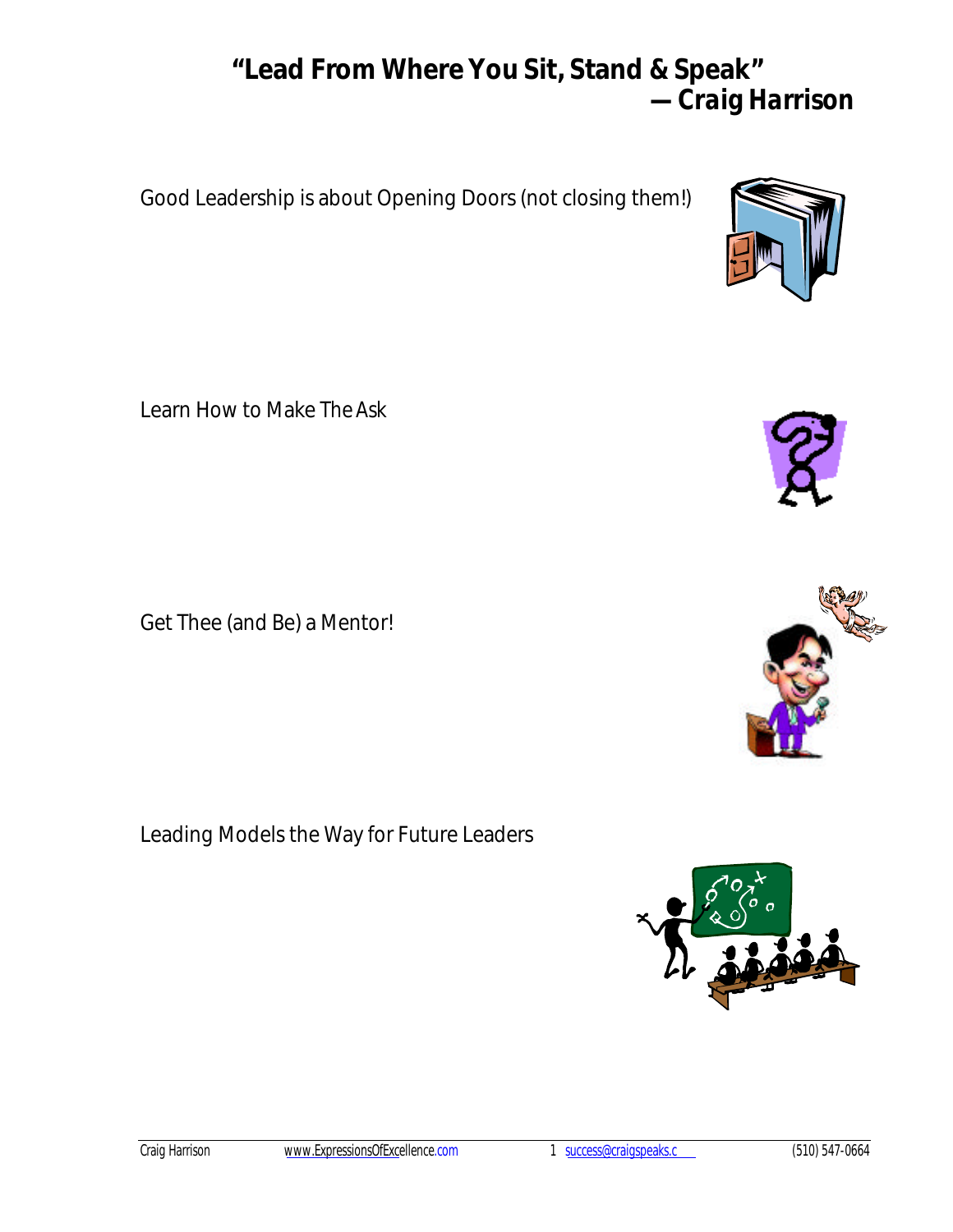# "Lead From Where You Sit, Stand & Speak"

***— Craig Harrison***

Good Leadership is about Opening Doors (not closing them!)

Learn How to Make The Ask

Get Thee (and Be) a Mentor!

Leading Models the Way for Future Leaders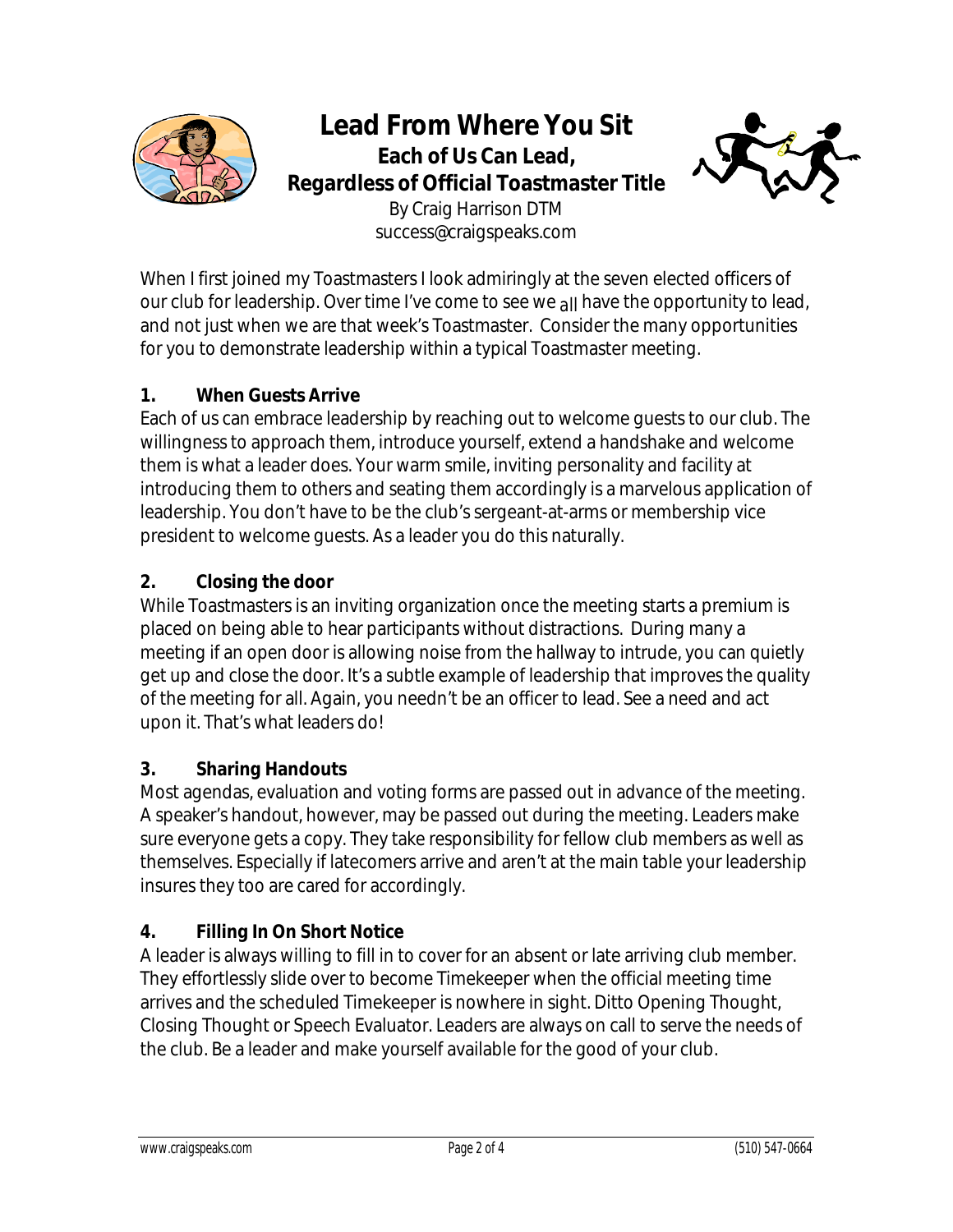# Lead From Where You Sit

**Each of Us Can Lead, Regardless of Official Toastmaster Title**

By Craig Harrison DTM
success@craigspeaks.com

When I first joined my Toastmasters I look admiringly at the seven elected officers of our club for leadership. Over time I've come to see we all have the opportunity to lead, and not just when we are that week's Toastmaster. Consider the many opportunities for you to demonstrate leadership within a typical Toastmaster meeting.

## 1. When Guests Arrive

Each of us can embrace leadership by reaching out to welcome guests to our club. The willingness to approach them, introduce yourself, extend a handshake and welcome them is what a leader does. Your warm smile, inviting personality and facility at introducing them to others and seating them accordingly is a marvelous application of leadership. You don't have to be the club's sergeant-at-arms or membership vice president to welcome guests. As a leader you do this naturally.

## 2. Closing the door

While Toastmasters is an inviting organization once the meeting starts a premium is placed on being able to hear participants without distractions. During many a meeting if an open door is allowing noise from the hallway to intrude, you can quietly get up and close the door. It's a subtle example of leadership that improves the quality of the meeting for all. Again, you needn't be an officer to lead. See a need and act upon it. That's what leaders do!

## 3. Sharing Handouts

Most agendas, evaluation and voting forms are passed out in advance of the meeting. A speaker's handout, however, may be passed out during the meeting. Leaders make sure everyone gets a copy. They take responsibility for fellow club members as well as themselves. Especially if latecomers arrive and aren't at the main table your leadership insures they too are cared for accordingly.

## 4. Filling In On Short Notice

A leader is always willing to fill in to cover for an absent or late arriving club member. They effortlessly slide over to become Timekeeper when the official meeting time arrives and the scheduled Timekeeper is nowhere in sight. Ditto Opening Thought, Closing Thought or Speech Evaluator. Leaders are always on call to serve the needs of the club. Be a leader and make yourself available for the good of your club.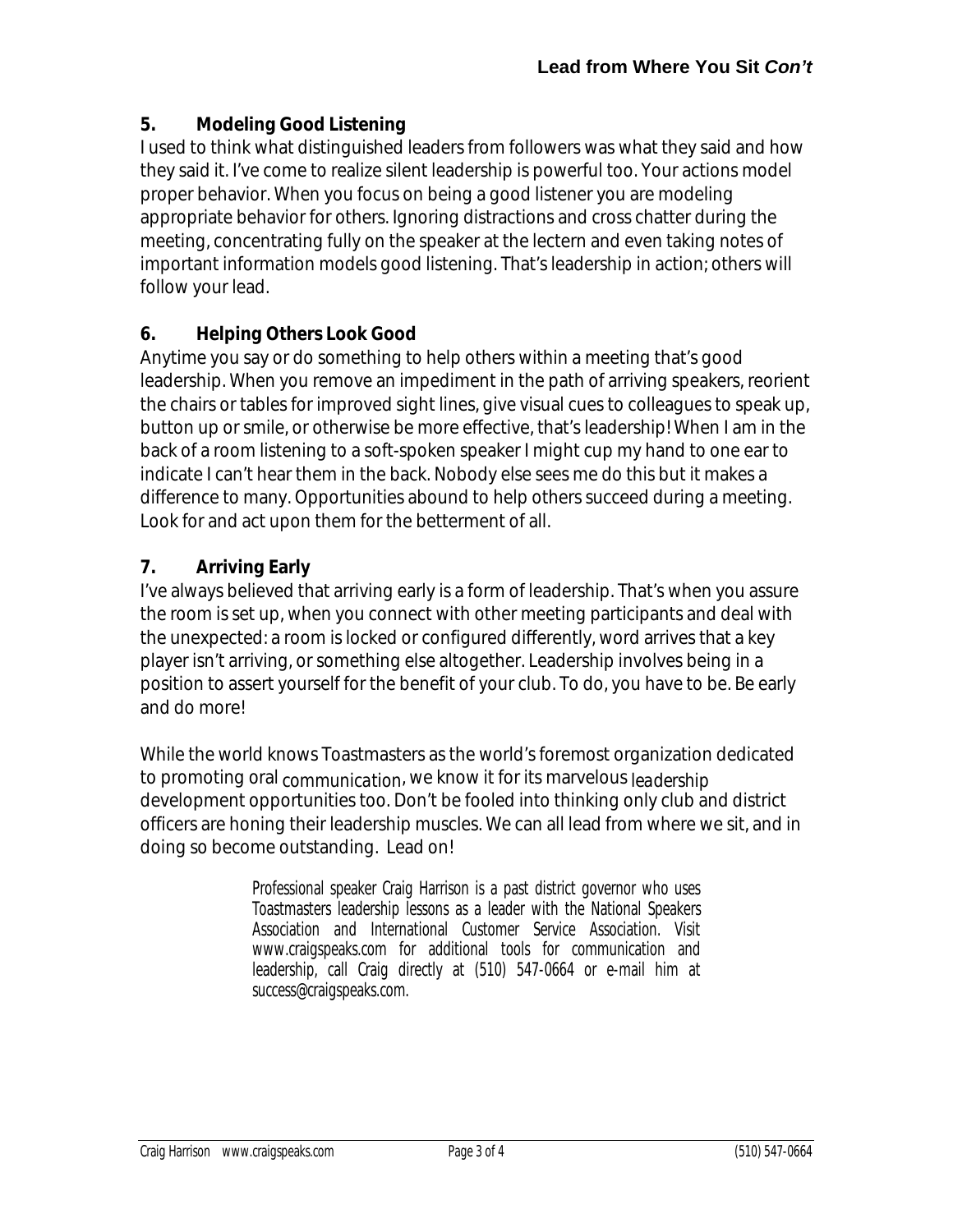### 5. Modeling Good Listening

I used to think what distinguished leaders from followers was what they said and how they said it. I've come to realize silent leadership is powerful too. Your actions model proper behavior. When you focus on being a good listener you are modeling appropriate behavior for others. Ignoring distractions and cross chatter during the meeting, concentrating fully on the speaker at the lectern and even taking notes of important information models good listening. That's leadership in action; others will follow your lead.

### 6. Helping Others Look Good

Anytime you say or do something to help others within a meeting that's good leadership. When you remove an impediment in the path of arriving speakers, reorient the chairs or tables for improved sight lines, give visual cues to colleagues to speak up, button up or smile, or otherwise be more effective, that's leadership! When I am in the back of a room listening to a soft-spoken speaker I might cup my hand to one ear to indicate I can't hear them in the back. Nobody else sees me do this but it makes a difference to many. Opportunities abound to help others succeed during a meeting. Look for and act upon them for the betterment of all.

### 7. Arriving Early

I've always believed that arriving early is a form of leadership. That's when you assure the room is set up, when you connect with other meeting participants and deal with the unexpected: a room is locked or configured differently, word arrives that a key player isn't arriving, or something else altogether. Leadership involves being in a position to assert yourself for the benefit of your club. To do, you have to be. Be early and do more!

While the world knows Toastmasters as the world's foremost organization dedicated to promoting oral communication, we know it for its marvelous leadership development opportunities too. Don't be fooled into thinking only club and district officers are honing their leadership muscles. We can all lead from where we sit, and in doing so become outstanding. Lead on!

Professional speaker Craig Harrison is a past district governor who uses Toastmasters leadership lessons as a leader with the National Speakers Association and International Customer Service Association. Visit www.craigspeaks.com for additional tools for communication and leadership, call Craig directly at (510) 547-0664 or e-mail him at success@craigspeaks.com.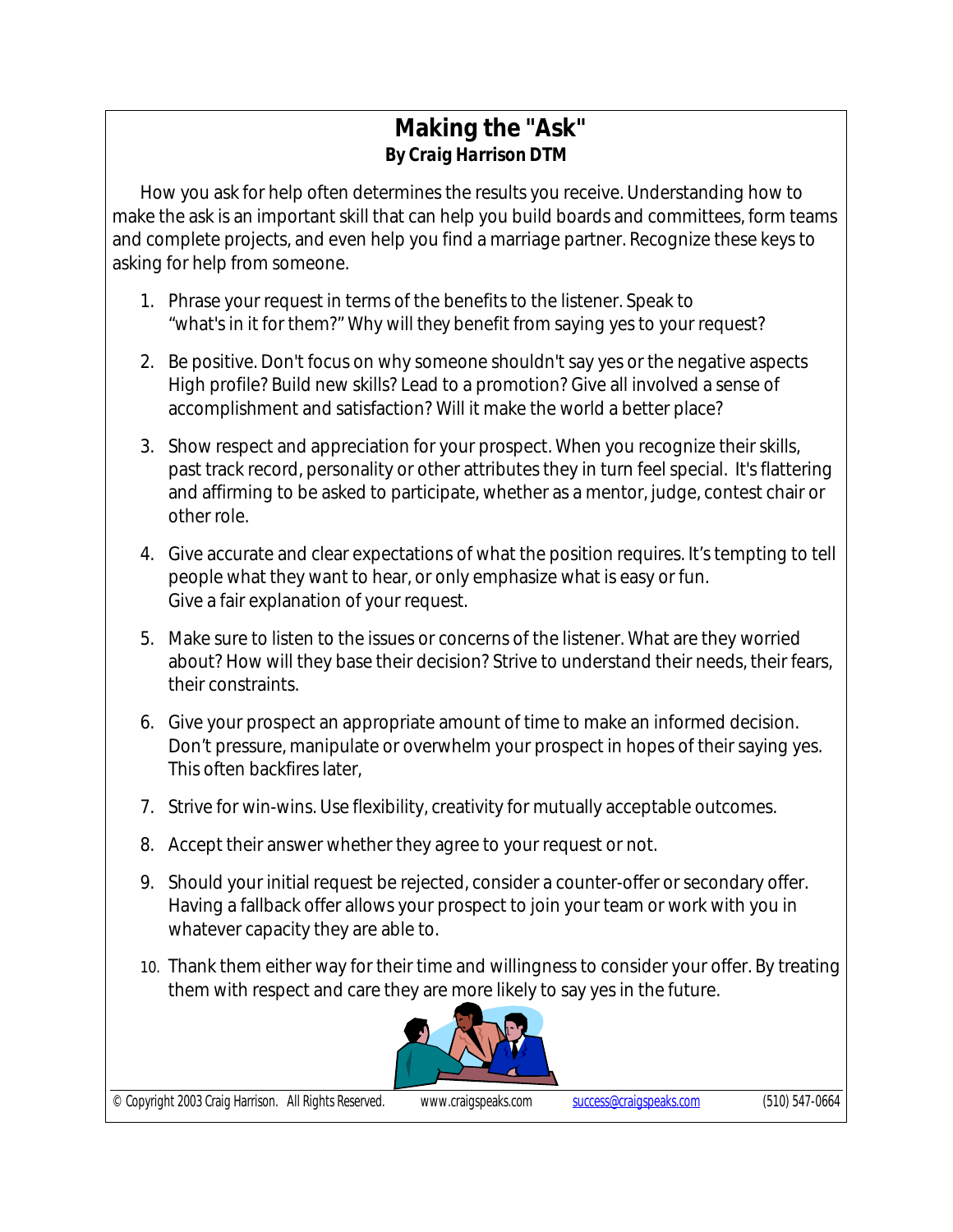# Making the "Ask"

***By Craig Harrison DTM***

How you ask for help often determines the results you receive. Understanding how to make the ask is an important skill that can help you build boards and committees, form teams and complete projects, and even help you find a marriage partner. Recognize these keys to asking for help from someone.

1. Phrase your request in terms of the benefits to the listener. Speak to "what's in it for them?" Why will they benefit from saying yes to your request?
2. Be positive. Don't focus on why someone shouldn't say yes or the negative aspects High profile? Build new skills? Lead to a promotion? Give all involved a sense of accomplishment and satisfaction? Will it make the world a better place?
3. Show respect and appreciation for your prospect. When you recognize their skills, past track record, personality or other attributes they in turn feel special. It's flattering and affirming to be asked to participate, whether as a mentor, judge, contest chair or other role.
4. Give accurate and clear expectations of what the position requires. It's tempting to tell people what they want to hear, or only emphasize what is easy or fun. Give a fair explanation of your request.
5. Make sure to listen to the issues or concerns of the listener. What are they worried about? How will they base their decision? Strive to understand their needs, their fears, their constraints.
6. Give your prospect an appropriate amount of time to make an informed decision. Don't pressure, manipulate or overwhelm your prospect in hopes of their saying yes. This often backfires later,
7. Strive for win-wins. Use flexibility, creativity for mutually acceptable outcomes.
8. Accept their answer whether they agree to your request or not.
9. Should your initial request be rejected, consider a counter-offer or secondary offer. Having a fallback offer allows your prospect to join your team or work with you in whatever capacity they are able to.
10. Thank them either way for their time and willingness to consider your offer. By treating them with respect and care they are more likely to say yes in the future.

© Copyright 2003 Craig Harrison. All Rights Reserved. www.craigspeaks.com success@craigspeaks.com (510) 547-0664